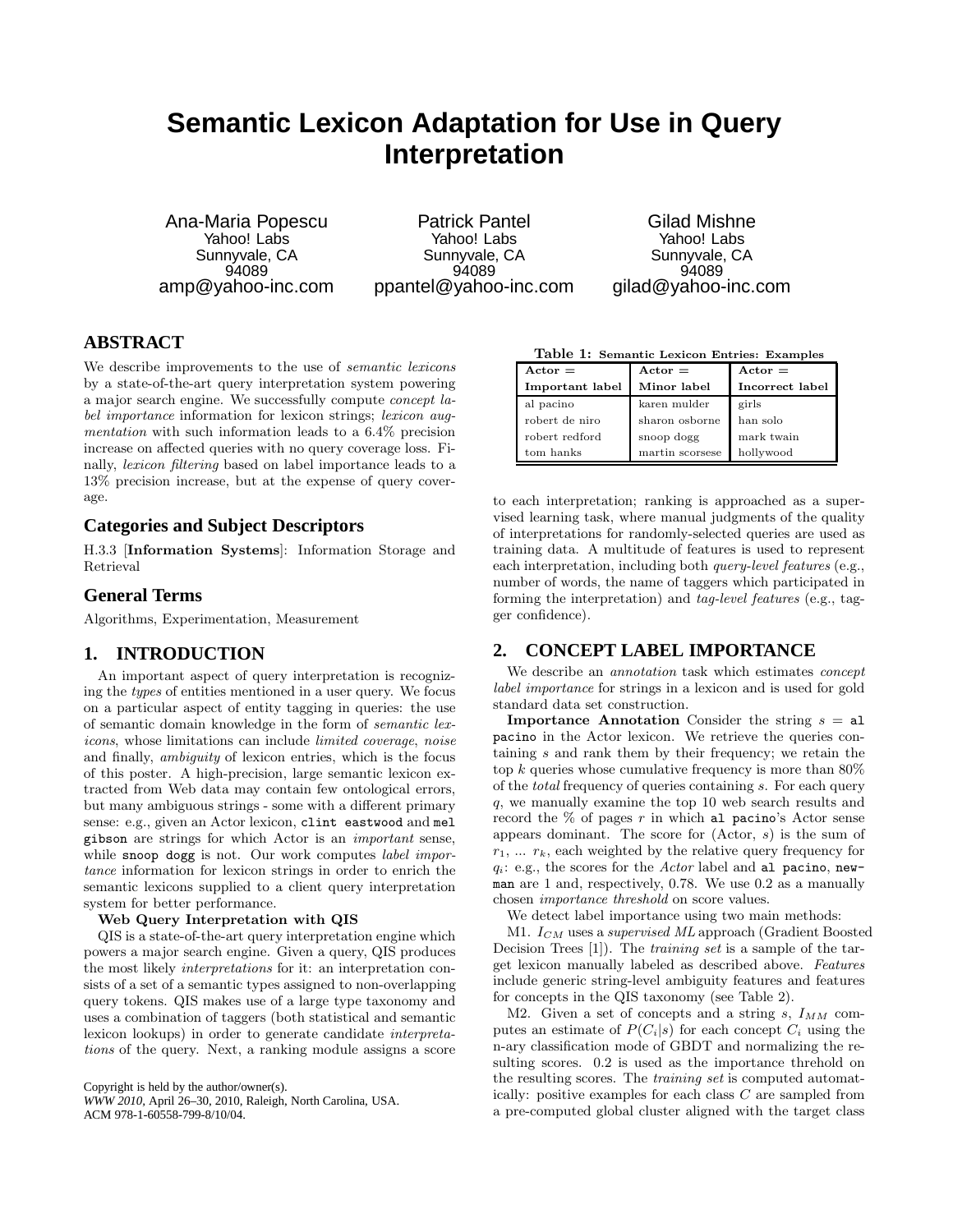# Semantic Lexicon Adaptation for Use in Query Interpretation

Ana-Maria Popescu
Yahoo! Labs
Sunnyvale, CA
94089
amp@yahoo-inc.com

Patrick Pantel
Yahoo! Labs
Sunnyvale, CA
94089
ppantel@yahoo-inc.com

Gilad Mishne
Yahoo! Labs
Sunnyvale, CA
94089
gilad@yahoo-inc.com

## ABSTRACT

We describe improvements to the use of *semantic lexicons* by a state-of-the-art query interpretation system powering a major search engine. We successfully compute *concept label importance* information for lexicon strings; *lexicon augmentation* with such information leads to a 6.4% precision increase on affected queries with no query coverage loss. Finally, *lexicon filtering* based on label importance leads to a 13% precision increase, but at the expense of query coverage.

## Categories and Subject Descriptors

H.3.3 [**Information Systems**]: Information Storage and Retrieval

## General Terms

Algorithms, Experimentation, Measurement

## 1. INTRODUCTION

An important aspect of query interpretation is recognizing the *types* of entities mentioned in a user query. We focus on a particular aspect of entity tagging in queries: the use of semantic domain knowledge in the form of *semantic lexicons*, whose limitations can include *limited coverage*, *noise* and finally, *ambiguity* of lexicon entries, which is the focus of this poster. A high-precision, large semantic lexicon extracted from Web data may contain few ontological errors, but many ambiguous strings - some with a different primary sense: e.g., given an Actor lexicon, `clint eastwood` and `mel gibson` are strings for which Actor is an *important* sense, while `snoop dogg` is not. Our work computes *label importance* information for lexicon strings in order to enrich the semantic lexicons supplied to a client query interpretation system for better performance.

**Web Query Interpretation with QIS**

QIS is a state-of-the-art query interpretation engine which powers a major search engine. Given a query, QIS produces the most likely *interpretations* for it: an interpretation consists of a set of a semantic types assigned to non-overlapping query tokens. QIS makes use of a large type taxonomy and uses a combination of taggers (both statistical and semantic lexicon lookups) in order to generate candidate *interpretations* of the query. Next, a ranking module assigns a score to each interpretation; ranking is approached as a supervised learning task, where manual judgments of the quality of interpretations for randomly-selected queries are used as training data. A multitude of features is used to represent each interpretation, including both *query-level features* (e.g., number of words, the name of taggers which participated in forming the interpretation) and *tag-level features* (e.g., tagger confidence).

Copyright is held by the author/owner(s).
*WWW 2010*, April 26–30, 2010, Raleigh, North Carolina, USA.
ACM 978-1-60558-799-8/10/04.

**Table 1: Semantic Lexicon Entries: Examples**

| Actor = Important label | Actor = Minor label | Actor = Incorrect label |
|---|---|---|
| al pacino | karen mulder | girls |
| robert de niro | sharon osborne | han solo |
| robert redford | snoop dogg | mark twain |
| tom hanks | martin scorsese | hollywood |

## 2. CONCEPT LABEL IMPORTANCE

We describe an *annotation* task which estimates *concept label importance* for strings in a lexicon and is used for gold standard data set construction.

**Importance Annotation** Consider the string $s$ = `al pacino` in the Actor lexicon. We retrieve the queries containing $s$ and rank them by their frequency; we retain the top $k$ queries whose cumulative frequency is more than 80% of the *total* frequency of queries containing $s$. For each query $q$, we manually examine the top 10 web search results and record the % of pages $r$ in which `al pacino`'s Actor sense appears dominant. The score for (Actor, $s$) is the sum of $r_1$, ... $r_k$, each weighted by the relative query frequency for $q_i$: e.g., the scores for the *Actor* label and `al pacino`, `newman` are 1 and, respectively, 0.78. We use 0.2 as a manually chosen *importance threshold* on score values.

We detect label importance using two main methods:

M1. $I_{CM}$ uses a *supervised ML* approach (Gradient Boosted Decision Trees [1]). The *training set* is a sample of the target lexicon manually labeled as described above. *Features* include generic string-level ambiguity features and features for concepts in the QIS taxonomy (see Table 2).

M2. Given a set of concepts and a string $s$, $I_{MM}$ computes an estimate of $P(C_i|s)$ for each concept $C_i$ using the n-ary classification mode of GBDT and normalizing the resulting scores. 0.2 is used as the importance threhold on the resulting scores. The *training set* is computed automatically: positive examples for each class $C$ are sampled from a pre-computed global cluster aligned with the target class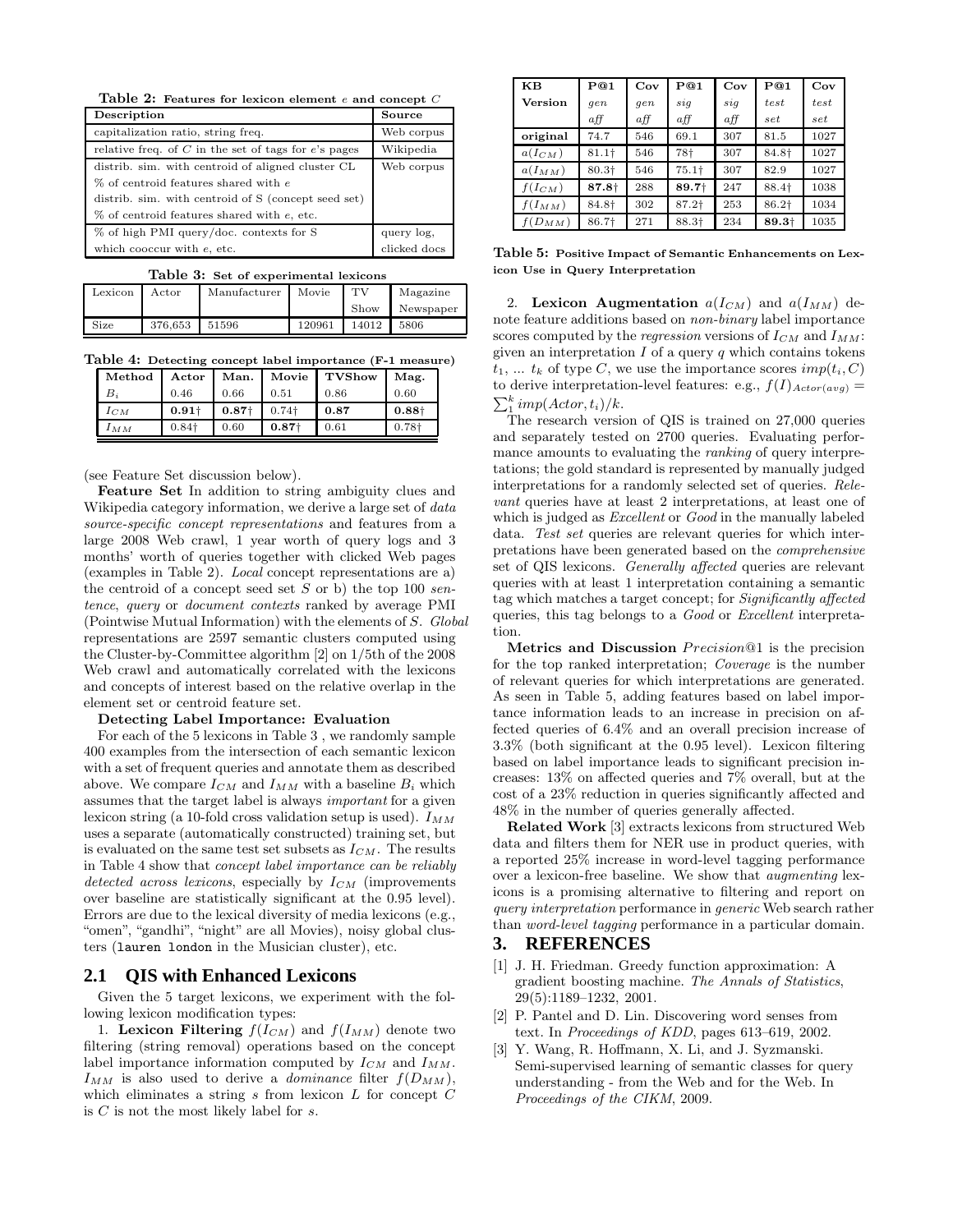**Table 2: Features for lexicon element $e$ and concept $C$**

| Description | Source |
|---|---|
| capitalization ratio, string freq. | Web corpus |
| relative freq. of $C$ in the set of tags for $e$'s pages | Wikipedia |
| distrib. sim. with centroid of aligned cluster CL<br>% of centroid features shared with $e$<br>distrib. sim. with centroid of S (concept seed set)<br>% of centroid features shared with $e$, etc. | Web corpus |
| % of high PMI query/doc. contexts for S<br>which cooccur with $e$, etc. | query log,<br>clicked docs |

**Table 3: Set of experimental lexicons**

| Lexicon | Actor | Manufacturer | Movie | TV Show | Magazine Newspaper |
|---|---|---|---|---|---|
| Size | 376,653 | 51596 | 120961 | 14012 | 5806 |

**Table 4: Detecting concept label importance (F-1 measure)**

| Method | Actor | Man. | Movie | TVShow | Mag. |
|---|---|---|---|---|---|
| $B_i$ | 0.46 | 0.66 | 0.51 | 0.86 | 0.60 |
| $I_{CM}$ | **0.91**† | **0.87**† | 0.74† | **0.87** | **0.88**† |
| $I_{MM}$ | 0.84† | 0.60 | **0.87**† | 0.61 | 0.78† |

(see Feature Set discussion below).

**Feature Set** In addition to string ambiguity clues and Wikipedia category information, we derive a large set of *data source-specific concept representations* and features from a large 2008 Web crawl, 1 year worth of query logs and 3 months' worth of queries together with clicked Web pages (examples in Table 2). *Local* concept representations are a) the centroid of a concept seed set $S$ or b) the top 100 *sentence*, *query* or *document contexts* ranked by average PMI (Pointwise Mutual Information) with the elements of $S$. *Global* representations are 2597 semantic clusters computed using the Cluster-by-Committee algorithm [2] on 1/5th of the 2008 Web crawl and automatically correlated with the lexicons and concepts of interest based on the relative overlap in the element set or centroid feature set.

**Detecting Label Importance: Evaluation**

For each of the 5 lexicons in Table 3 , we randomly sample 400 examples from the intersection of each semantic lexicon with a set of frequent queries and annotate them as described above. We compare $I_{CM}$ and $I_{MM}$ with a baseline $B_i$ which assumes that the target label is always *important* for a given lexicon string (a 10-fold cross validation setup is used). $I_{MM}$ uses a separate (automatically constructed) training set, but is evaluated on the same test set subsets as $I_{CM}$. The results in Table 4 show that *concept label importance can be reliably detected across lexicons*, especially by $I_{CM}$ (improvements over baseline are statistically significant at the 0.95 level). Errors are due to the lexical diversity of media lexicons (e.g., "omen", "gandhi", "night" are all Movies), noisy global clusters (`lauren london` in the Musician cluster), etc.

## 2.1 QIS with Enhanced Lexicons

Given the 5 target lexicons, we experiment with the following lexicon modification types:

1. **Lexicon Filtering** $f(I_{CM})$ and $f(I_{MM})$ denote two filtering (string removal) operations based on the concept label importance information computed by $I_{CM}$ and $I_{MM}$. $I_{MM}$ is also used to derive a *dominance* filter $f(D_{MM})$, which eliminates a string $s$ from lexicon $L$ for concept $C$ is $C$ is not the most likely label for $s$.

| KB Version | P@1 *gen aff* | Cov *gen aff* | P@1 *sig aff* | Cov *sig aff* | P@1 *test set* | Cov *test set* |
|---|---|---|---|---|---|---|
| **original** | 74.7 | 546 | 69.1 | 307 | 81.5 | 1027 |
| $a(I_{CM})$ | 81.1† | 546 | 78† | 307 | 84.8† | 1027 |
| $a(I_{MM})$ | 80.3† | 546 | 75.1† | 307 | 82.9 | 1027 |
| $f(I_{CM})$ | **87.8**† | 288 | **89.7**† | 247 | 88.4† | 1038 |
| $f(I_{MM})$ | 84.8† | 302 | 87.2† | 253 | 86.2† | 1034 |
| $f(D_{MM})$ | 86.7† | 271 | 88.3† | 234 | **89.3**† | 1035 |

**Table 5: Positive Impact of Semantic Enhancements on Lexicon Use in Query Interpretation**

2. **Lexicon Augmentation** $a(I_{CM})$ and $a(I_{MM})$ denote feature additions based on *non-binary* label importance scores computed by the *regression* versions of $I_{CM}$ and $I_{MM}$: given an interpretation $I$ of a query $q$ which contains tokens $t_1$, ... $t_k$ of type $C$, we use the importance scores $imp(t_i, C)$ to derive interpretation-level features: e.g., $f(I)_{Actor(avg)} = \sum_1^k imp(Actor, t_i)/k$.

The research version of QIS is trained on 27,000 queries and separately tested on 2700 queries. Evaluating performance amounts to evaluating the *ranking* of query interpretations; the gold standard is represented by manually judged interpretations for a randomly selected set of queries. *Relevant* queries have at least 2 interpretations, at least one of which is judged as *Excellent* or *Good* in the manually labeled data. *Test set* queries are relevant queries for which interpretations have been generated based on the *comprehensive* set of QIS lexicons. *Generally affected* queries are relevant queries with at least 1 interpretation containing a semantic tag which matches a target concept; for *Significantly affected* queries, this tag belongs to a *Good* or *Excellent* interpretation.

**Metrics and Discussion** *Precision*@1 is the precision for the top ranked interpretation; *Coverage* is the number of relevant queries for which interpretations are generated. As seen in Table 5, adding features based on label importance information leads to an increase in precision on affected queries of 6.4% and an overall precision increase of 3.3% (both significant at the 0.95 level). Lexicon filtering based on label importance leads to significant precision increases: 13% on affected queries and 7% overall, but at the cost of a 23% reduction in queries significantly affected and 48% in the number of queries generally affected.

**Related Work** [3] extracts lexicons from structured Web data and filters them for NER use in product queries, with a reported 25% increase in word-level tagging performance over a lexicon-free baseline. We show that *augmenting* lexicons is a promising alternative to filtering and report on *query interpretation* performance in *generic* Web search rather than *word-level tagging* performance in a particular domain.

# 3. REFERENCES

[1] J. H. Friedman. Greedy function approximation: A gradient boosting machine. *The Annals of Statistics*, 29(5):1189–1232, 2001.

[2] P. Pantel and D. Lin. Discovering word senses from text. In *Proceedings of KDD*, pages 613–619, 2002.

[3] Y. Wang, R. Hoffmann, X. Li, and J. Syzmanski. Semi-supervised learning of semantic classes for query understanding - from the Web and for the Web. In *Proceedings of the CIKM*, 2009.